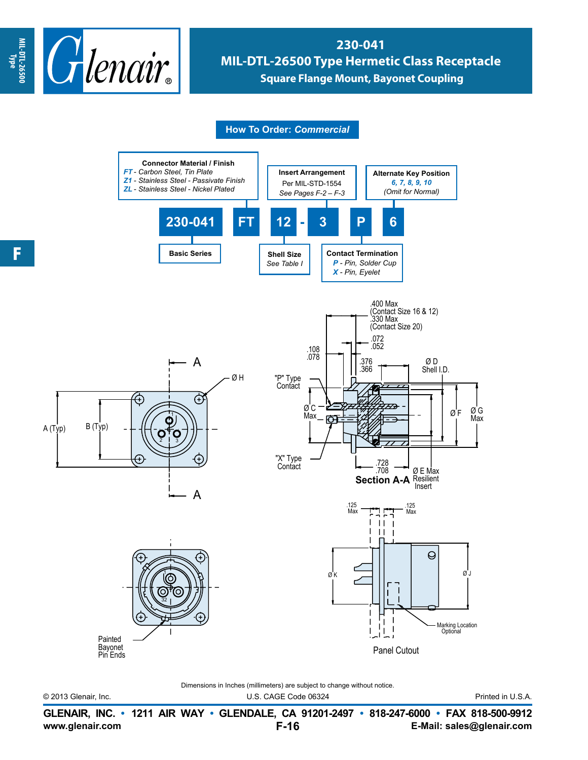# 230-041

## MIL-DTL-26500 Type Hermetic Class Receptacle

### Square Flange Mount, Bayonet Coupling

**How To Order: *Commercial***

| 230-041 | FT | 12 | - | 3 | P | 6 |
|---|---|---|---|---|---|---|

**Basic Series** — 230-041

**Connector Material / Finish**
- *FT* - *Carbon Steel, Tin Plate*
- *Z1* - *Stainless Steel - Passivate Finish*
- *ZL* - *Stainless Steel - Nickel Plated*

**Shell Size**
*See Table I*

**Insert Arrangement**
Per MIL-STD-1554
*See Pages F-2 – F-3*

**Contact Termination**
- *P* - *Pin, Solder Cup*
- *X* - *Pin, Eyelet*

**Alternate Key Position**
*6, 7, 8, 9, 10*
*(Omit for Normal)*

A (Typ)
B (Typ)
Ø H
A
A

.400 Max
(Contact Size 16 & 12)
.330 Max
(Contact Size 20)
.072
.052
.108
.078
.376
.366
Ø D
Shell I.D.
"P" Type
Contact
Ø C
Max
Ø F
Ø G
Max
"X" Type
Contact
.728
.708
Ø E Max
Resilient
Insert

**Section A-A**

Painted
Bayonet
Pin Ends

.125
Max
.125
Max
Ø K
Ø J
Marking Location
Optional

Panel Cutout

Dimensions in Inches (millimeters) are subject to change without notice.

© 2013 Glenair, Inc. U.S. CAGE Code 06324 Printed in U.S.A.

**GLENAIR, INC. • 1211 AIR WAY • GLENDALE, CA 91201-2497 • 818-247-6000 • FAX 818-500-9912**
**www.glenair.com** **E-Mail: sales@glenair.com**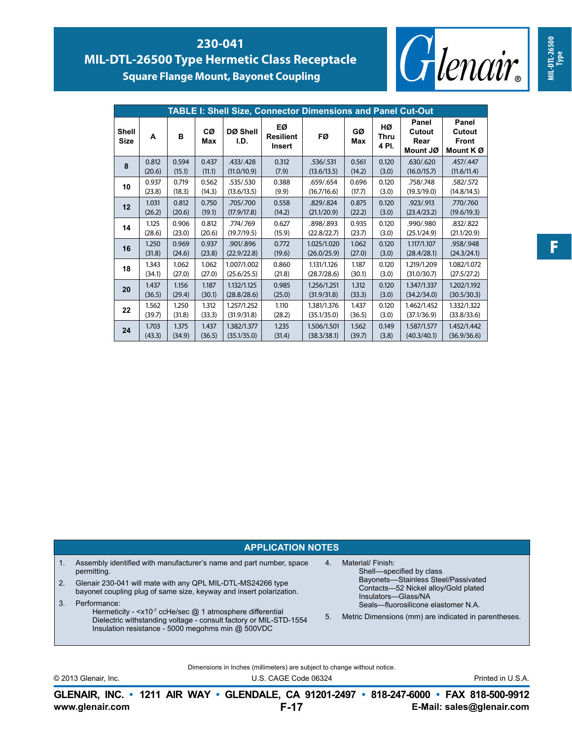# 230-041

## MIL-DTL-26500 Type Hermetic Class Receptacle

### Square Flange Mount, Bayonet Coupling

**TABLE I: Shell Size, Connector Dimensions and Panel Cut-Out**

| Shell Size | A | B | CØ Max | DØ Shell I.D. | EØ Resilient Insert | FØ | GØ Max | HØ Thru 4 Pl. | Panel Cutout Rear Mount JØ | Panel Cutout Front Mount K Ø |
|---|---|---|---|---|---|---|---|---|---|---|
| 8 | 0.812 (20.6) | 0.594 (15.1) | 0.437 (11.1) | .433/.428 (11.0/10.9) | 0.312 (7.9) | .536/.531 (13.6/13.5) | 0.561 (14.2) | 0.120 (3.0) | .630/.620 (16.0/15.7) | .457/.447 (11.6/11.4) |
| 10 | 0.937 (23.8) | 0.719 (18.3) | 0.562 (14.3) | .535/.530 (13.6/13.5) | 0.388 (9.9) | .659/.654 (16.7/16.6) | 0.696 (17.7) | 0.120 (3.0) | .758/.748 (19.3/19.0) | .582/.572 (14.8/14.5) |
| 12 | 1.031 (26.2) | 0.812 (20.6) | 0.750 (19.1) | .705/.700 (17.9/17.8) | 0.558 (14.2) | .829/.824 (21.1/20.9) | 0.875 (22.2) | 0.120 (3.0) | .923/.913 (23.4/23.2) | .770/.760 (19.6/19.3) |
| 14 | 1.125 (28.6) | 0.906 (23.0) | 0.812 (20.6) | .774/.769 (19.7/19.5) | 0.627 (15.9) | .898/.893 (22.8/22.7) | 0.935 (23.7) | 0.120 (3.0) | .990/.980 (25.1/24.9) | .832/.822 (21.1/20.9) |
| 16 | 1.250 (31.8) | 0.969 (24.6) | 0.937 (23.8) | .901/.896 (22.9/22.8) | 0.772 (19.6) | 1.025/1.020 (26.0/25.9) | 1.062 (27.0) | 0.120 (3.0) | 1.117/1.107 (28.4/28.1) | .958/.948 (24.3/24.1) |
| 18 | 1.343 (34.1) | 1.062 (27.0) | 1.062 (27.0) | 1.007/1.002 (25.6/25.5) | 0.860 (21.8) | 1.131/1.126 (28.7/28.6) | 1.187 (30.1) | 0.120 (3.0) | 1.219/1.209 (31.0/30.7) | 1.082/1.072 (27.5/27.2) |
| 20 | 1.437 (36.5) | 1.156 (29.4) | 1.187 (30.1) | 1.132/1.125 (28.8/28.6) | 0.985 (25.0) | 1.256/1.251 (31.9/31.8) | 1.312 (33.3) | 0.120 (3.0) | 1.347/1.337 (34.2/34.0) | 1.202/1.192 (30.5/30.3) |
| 22 | 1.562 (39.7) | 1.250 (31.8) | 1.312 (33.3) | 1.257/1.252 (31.9/31.8) | 1.110 (28.2) | 1.381/1.376 (35.1/35.0) | 1.437 (36.5) | 0.120 (3.0) | 1.462/1.452 (37.1/36.9) | 1.332/1.322 (33.8/33.6) |
| 24 | 1.703 (43.3) | 1.375 (34.9) | 1.437 (36.5) | 1.382/1.377 (35.1/35.0) | 1.235 (31.4) | 1.506/1.501 (38.3/38.1) | 1.562 (39.7) | 0.149 (3.8) | 1.587/1.577 (40.3/40.1) | 1.452/1.442 (36.9/36.6) |

## APPLICATION NOTES

1. Assembly identified with manufacturer's name and part number, space permitting.
2. Glenair 230-041 will mate with any QPL MIL-DTL-MS24266 type bayonet coupling plug of same size, keyway and insert polarization.
3. Performance:
   Hermeticity - <x$10^{-7}$ ccHe/sec @ 1 atmosphere differential
   Dielectric withstanding voltage - consult factory or MIL-STD-1554
   Insulation resistance - 5000 megohms min @ 500VDC
4. Material/ Finish:
   Shell—specified by class
   Bayonets—Stainless Steel/Passivated
   Contacts—52 Nickel alloy/Gold plated
   Insulators—Glass/NA
   Seals—fluorosilicone elastomer N.A.
5. Metric Dimensions (mm) are indicated in parentheses.

Dimensions in Inches (millimeters) are subject to change without notice.